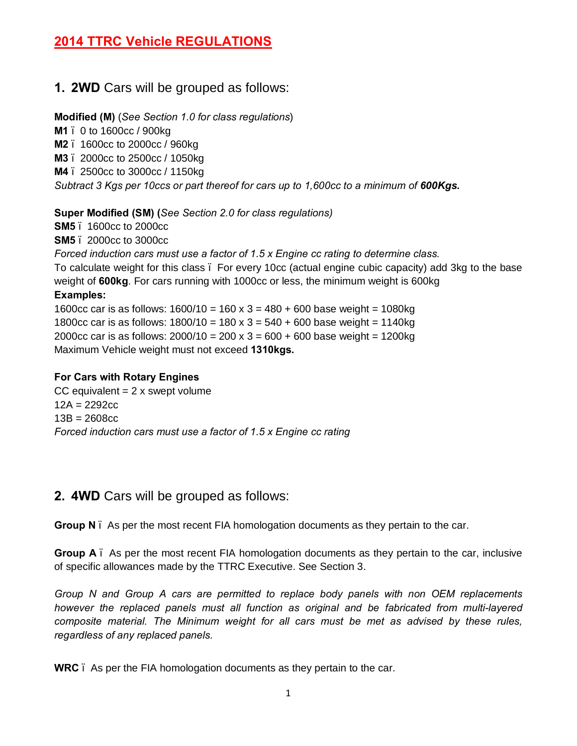# 2014 TTRC Vehicle REGULATIONS

## 1. **2WD** Cars will be grouped as follows:

**Modified (M)** (*See Section 1.0 for class regulations*)
**M1** ï 0 to 1600cc / 900kg
**M2** ï 1600cc to 2000cc / 960kg
**M3** ï 2000cc to 2500cc / 1050kg
**M4** ï 2500cc to 3000cc / 1150kg
*Subtract 3 Kgs per 10ccs or part thereof for cars up to 1,600cc to a minimum of **600Kgs.***

**Super Modified (SM) (***See Section 2.0 for class regulations)*
**SM5** ï 1600cc to 2000cc
**SM5** ï 2000cc to 3000cc
*Forced induction cars must use a factor of 1.5 x Engine cc rating to determine class.*
To calculate weight for this class ï For every 10cc (actual engine cubic capacity) add 3kg to the base weight of **600kg**. For cars running with 1000cc or less, the minimum weight is 600kg
**Examples:**
1600cc car is as follows: 1600/10 = 160 x 3 = 480 + 600 base weight = 1080kg
1800cc car is as follows: 1800/10 = 180 x 3 = 540 + 600 base weight = 1140kg
2000cc car is as follows: 2000/10 = 200 x 3 = 600 + 600 base weight = 1200kg
Maximum Vehicle weight must not exceed **1310kgs.**

**For Cars with Rotary Engines**
CC equivalent = 2 x swept volume
12A = 2292cc
13B = 2608cc
*Forced induction cars must use a factor of 1.5 x Engine cc rating*

## 2. **4WD** Cars will be grouped as follows:

**Group N** ï As per the most recent FIA homologation documents as they pertain to the car.

**Group A** ï As per the most recent FIA homologation documents as they pertain to the car, inclusive of specific allowances made by the TTRC Executive. See Section 3.

*Group N and Group A cars are permitted to replace body panels with non OEM replacements however the replaced panels must all function as original and be fabricated from multi-layered composite material. The Minimum weight for all cars must be met as advised by these rules, regardless of any replaced panels.*

**WRC** ï As per the FIA homologation documents as they pertain to the car.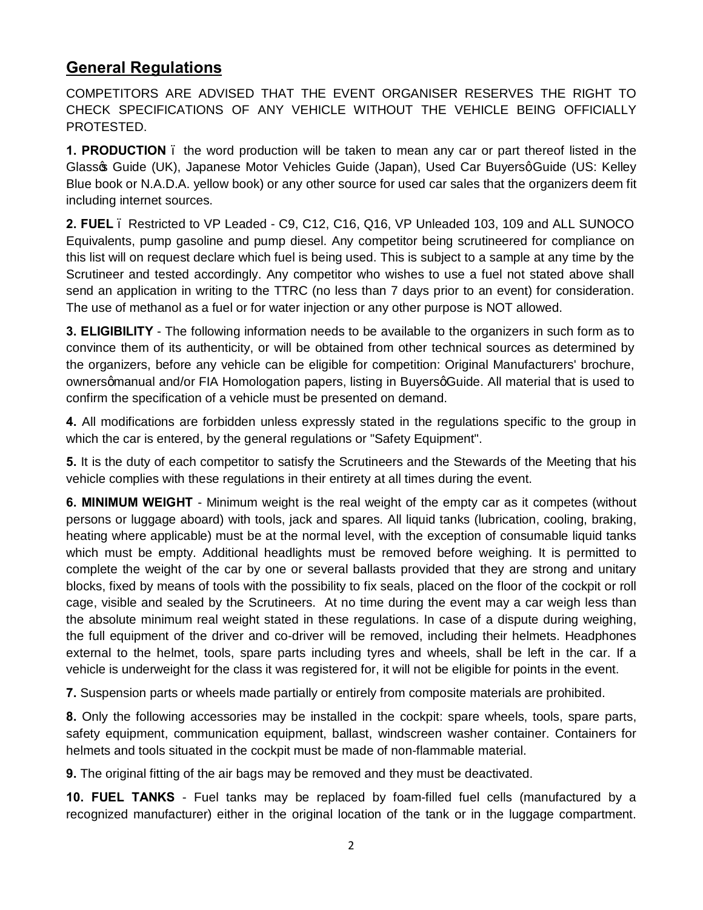## General Regulations

COMPETITORS ARE ADVISED THAT THE EVENT ORGANISER RESERVES THE RIGHT TO CHECK SPECIFICATIONS OF ANY VEHICLE WITHOUT THE VEHICLE BEING OFFICIALLY PROTESTED.

**1. PRODUCTION** – the word production will be taken to mean any car or part thereof listed in the Glass's Guide (UK), Japanese Motor Vehicles Guide (Japan), Used Car Buyers' Guide (US: Kelley Blue book or N.A.D.A. yellow book) or any other source for used car sales that the organizers deem fit including internet sources.

**2. FUEL** – Restricted to VP Leaded - C9, C12, C16, Q16, VP Unleaded 103, 109 and ALL SUNOCO Equivalents, pump gasoline and pump diesel. Any competitor being scrutineered for compliance on this list will on request declare which fuel is being used. This is subject to a sample at any time by the Scrutineer and tested accordingly. Any competitor who wishes to use a fuel not stated above shall send an application in writing to the TTRC (no less than 7 days prior to an event) for consideration. The use of methanol as a fuel or for water injection or any other purpose is NOT allowed.

**3. ELIGIBILITY** - The following information needs to be available to the organizers in such form as to convince them of its authenticity, or will be obtained from other technical sources as determined by the organizers, before any vehicle can be eligible for competition: Original Manufacturers' brochure, owners' manual and/or FIA Homologation papers, listing in Buyers' Guide. All material that is used to confirm the specification of a vehicle must be presented on demand.

**4.** All modifications are forbidden unless expressly stated in the regulations specific to the group in which the car is entered, by the general regulations or "Safety Equipment".

**5.** It is the duty of each competitor to satisfy the Scrutineers and the Stewards of the Meeting that his vehicle complies with these regulations in their entirety at all times during the event.

**6. MINIMUM WEIGHT** - Minimum weight is the real weight of the empty car as it competes (without persons or luggage aboard) with tools, jack and spares. All liquid tanks (lubrication, cooling, braking, heating where applicable) must be at the normal level, with the exception of consumable liquid tanks which must be empty. Additional headlights must be removed before weighing. It is permitted to complete the weight of the car by one or several ballasts provided that they are strong and unitary blocks, fixed by means of tools with the possibility to fix seals, placed on the floor of the cockpit or roll cage, visible and sealed by the Scrutineers. At no time during the event may a car weigh less than the absolute minimum real weight stated in these regulations. In case of a dispute during weighing, the full equipment of the driver and co-driver will be removed, including their helmets. Headphones external to the helmet, tools, spare parts including tyres and wheels, shall be left in the car. If a vehicle is underweight for the class it was registered for, it will not be eligible for points in the event.

**7.** Suspension parts or wheels made partially or entirely from composite materials are prohibited.

**8.** Only the following accessories may be installed in the cockpit: spare wheels, tools, spare parts, safety equipment, communication equipment, ballast, windscreen washer container. Containers for helmets and tools situated in the cockpit must be made of non-flammable material.

**9.** The original fitting of the air bags may be removed and they must be deactivated.

**10. FUEL TANKS** - Fuel tanks may be replaced by foam-filled fuel cells (manufactured by a recognized manufacturer) either in the original location of the tank or in the luggage compartment.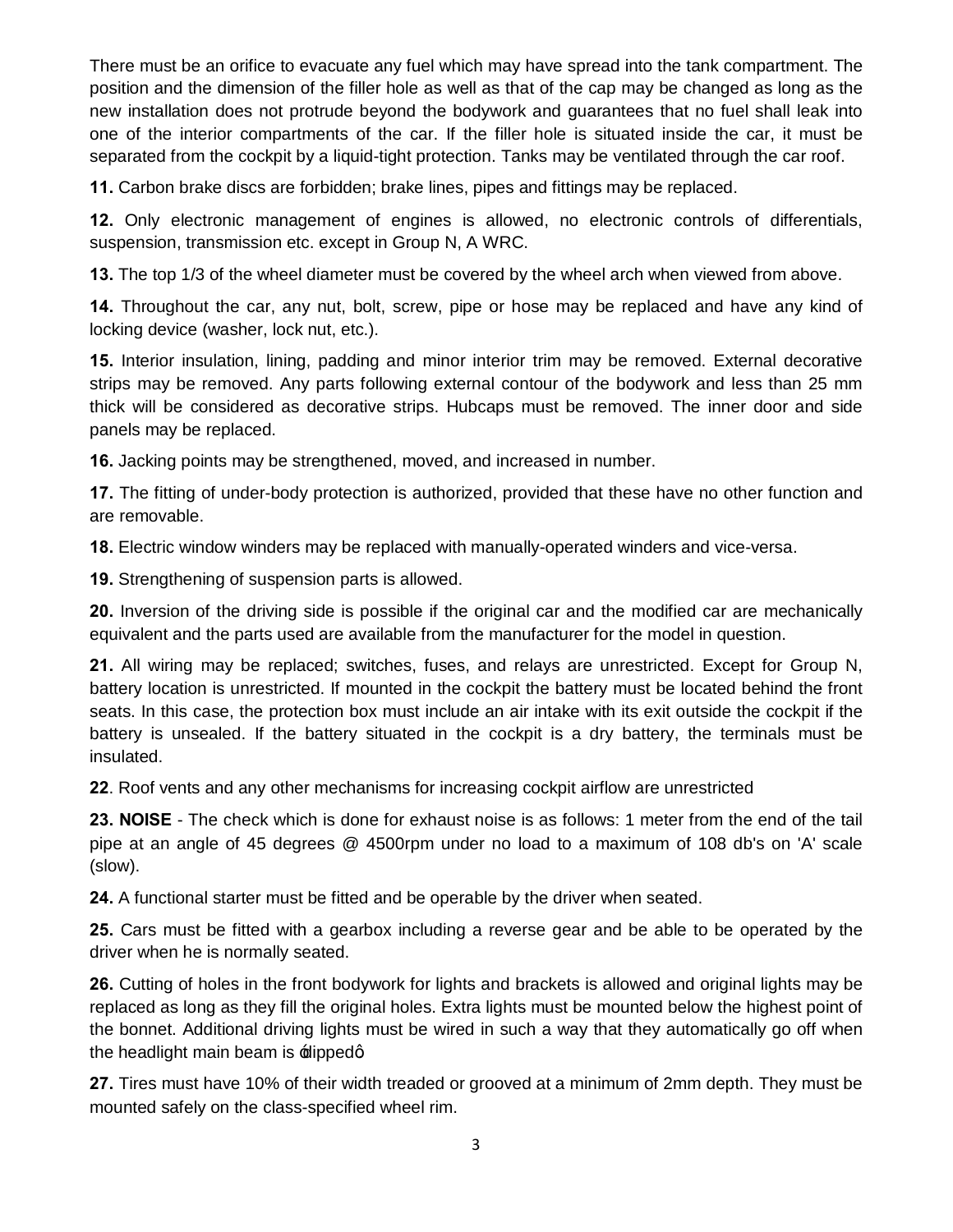There must be an orifice to evacuate any fuel which may have spread into the tank compartment. The position and the dimension of the filler hole as well as that of the cap may be changed as long as the new installation does not protrude beyond the bodywork and guarantees that no fuel shall leak into one of the interior compartments of the car. If the filler hole is situated inside the car, it must be separated from the cockpit by a liquid-tight protection. Tanks may be ventilated through the car roof.

**11.** Carbon brake discs are forbidden; brake lines, pipes and fittings may be replaced.

**12.** Only electronic management of engines is allowed, no electronic controls of differentials, suspension, transmission etc. except in Group N, A WRC.

**13.** The top 1/3 of the wheel diameter must be covered by the wheel arch when viewed from above.

**14.** Throughout the car, any nut, bolt, screw, pipe or hose may be replaced and have any kind of locking device (washer, lock nut, etc.).

**15.** Interior insulation, lining, padding and minor interior trim may be removed. External decorative strips may be removed. Any parts following external contour of the bodywork and less than 25 mm thick will be considered as decorative strips. Hubcaps must be removed. The inner door and side panels may be replaced.

**16.** Jacking points may be strengthened, moved, and increased in number.

**17.** The fitting of under-body protection is authorized, provided that these have no other function and are removable.

**18.** Electric window winders may be replaced with manually-operated winders and vice-versa.

**19.** Strengthening of suspension parts is allowed.

**20.** Inversion of the driving side is possible if the original car and the modified car are mechanically equivalent and the parts used are available from the manufacturer for the model in question.

**21.** All wiring may be replaced; switches, fuses, and relays are unrestricted. Except for Group N, battery location is unrestricted. If mounted in the cockpit the battery must be located behind the front seats. In this case, the protection box must include an air intake with its exit outside the cockpit if the battery is unsealed. If the battery situated in the cockpit is a dry battery, the terminals must be insulated.

**22**. Roof vents and any other mechanisms for increasing cockpit airflow are unrestricted

**23. NOISE** - The check which is done for exhaust noise is as follows: 1 meter from the end of the tail pipe at an angle of 45 degrees @ 4500rpm under no load to a maximum of 108 db's on 'A' scale (slow).

**24.** A functional starter must be fitted and be operable by the driver when seated.

**25.** Cars must be fitted with a gearbox including a reverse gear and be able to be operated by the driver when he is normally seated.

**26.** Cutting of holes in the front bodywork for lights and brackets is allowed and original lights may be replaced as long as they fill the original holes. Extra lights must be mounted below the highest point of the bonnet. Additional driving lights must be wired in such a way that they automatically go off when the headlight main beam is "dipped"

**27.** Tires must have 10% of their width treaded or grooved at a minimum of 2mm depth. They must be mounted safely on the class-specified wheel rim.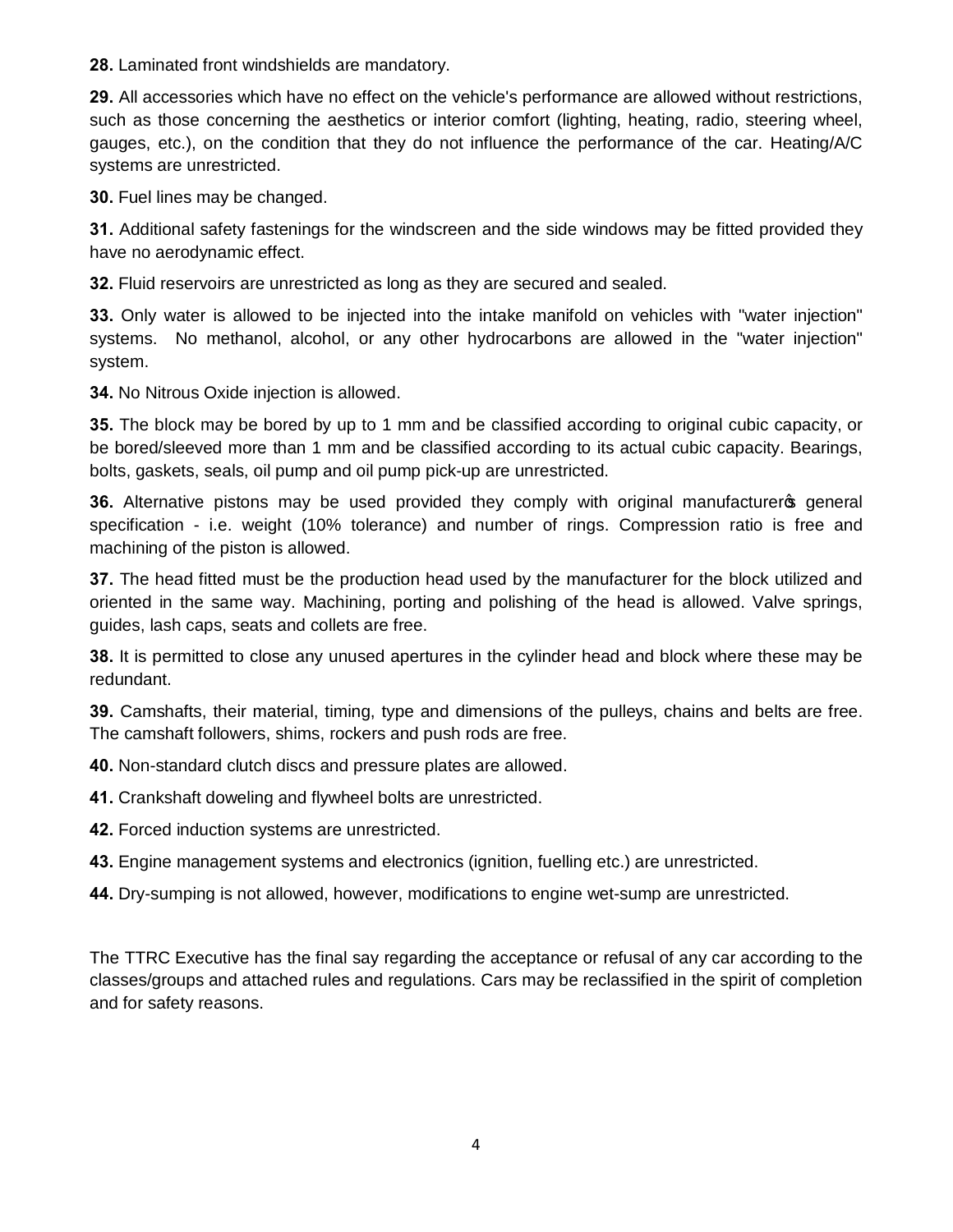**28.** Laminated front windshields are mandatory.

**29.** All accessories which have no effect on the vehicle's performance are allowed without restrictions, such as those concerning the aesthetics or interior comfort (lighting, heating, radio, steering wheel, gauges, etc.), on the condition that they do not influence the performance of the car. Heating/A/C systems are unrestricted.

**30.** Fuel lines may be changed.

**31.** Additional safety fastenings for the windscreen and the side windows may be fitted provided they have no aerodynamic effect.

**32.** Fluid reservoirs are unrestricted as long as they are secured and sealed.

**33.** Only water is allowed to be injected into the intake manifold on vehicles with "water injection" systems. No methanol, alcohol, or any other hydrocarbons are allowed in the "water injection" system.

**34.** No Nitrous Oxide injection is allowed.

**35.** The block may be bored by up to 1 mm and be classified according to original cubic capacity, or be bored/sleeved more than 1 mm and be classified according to its actual cubic capacity. Bearings, bolts, gaskets, seals, oil pump and oil pump pick-up are unrestricted.

**36.** Alternative pistons may be used provided they comply with original manufacturer's general specification - i.e. weight (10% tolerance) and number of rings. Compression ratio is free and machining of the piston is allowed.

**37.** The head fitted must be the production head used by the manufacturer for the block utilized and oriented in the same way. Machining, porting and polishing of the head is allowed. Valve springs, guides, lash caps, seats and collets are free.

**38.** It is permitted to close any unused apertures in the cylinder head and block where these may be redundant.

**39.** Camshafts, their material, timing, type and dimensions of the pulleys, chains and belts are free. The camshaft followers, shims, rockers and push rods are free.

**40.** Non-standard clutch discs and pressure plates are allowed.

**41.** Crankshaft doweling and flywheel bolts are unrestricted.

**42.** Forced induction systems are unrestricted.

**43.** Engine management systems and electronics (ignition, fuelling etc.) are unrestricted.

**44.** Dry-sumping is not allowed, however, modifications to engine wet-sump are unrestricted.

The TTRC Executive has the final say regarding the acceptance or refusal of any car according to the classes/groups and attached rules and regulations. Cars may be reclassified in the spirit of completion and for safety reasons.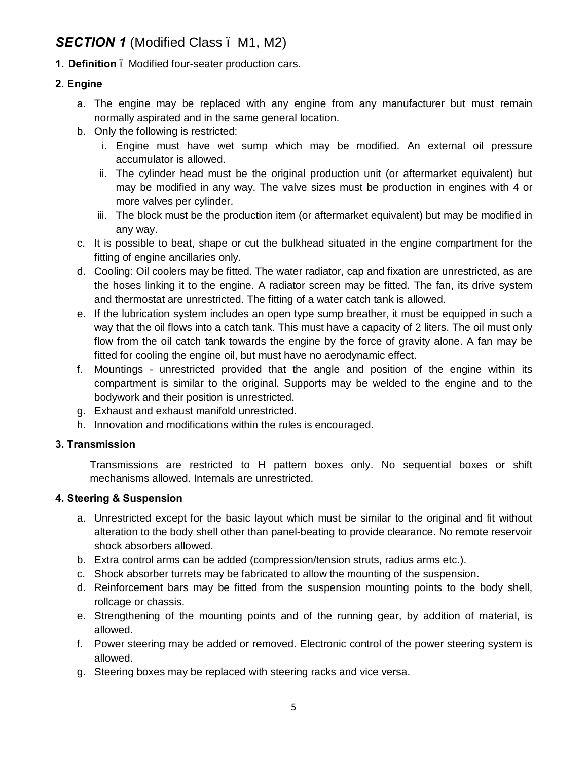## ***SECTION 1*** (Modified Class ï M1, M2)

**1. Definition** ï Modified four-seater production cars.

**2. Engine**

a. The engine may be replaced with any engine from any manufacturer but must remain normally aspirated and in the same general location.

b. Only the following is restricted:

   i. Engine must have wet sump which may be modified. An external oil pressure accumulator is allowed.

   ii. The cylinder head must be the original production unit (or aftermarket equivalent) but may be modified in any way. The valve sizes must be production in engines with 4 or more valves per cylinder.

   iii. The block must be the production item (or aftermarket equivalent) but may be modified in any way.

c. It is possible to beat, shape or cut the bulkhead situated in the engine compartment for the fitting of engine ancillaries only.

d. Cooling: Oil coolers may be fitted. The water radiator, cap and fixation are unrestricted, as are the hoses linking it to the engine. A radiator screen may be fitted. The fan, its drive system and thermostat are unrestricted. The fitting of a water catch tank is allowed.

e. If the lubrication system includes an open type sump breather, it must be equipped in such a way that the oil flows into a catch tank. This must have a capacity of 2 liters. The oil must only flow from the oil catch tank towards the engine by the force of gravity alone. A fan may be fitted for cooling the engine oil, but must have no aerodynamic effect.

f. Mountings - unrestricted provided that the angle and position of the engine within its compartment is similar to the original. Supports may be welded to the engine and to the bodywork and their position is unrestricted.

g. Exhaust and exhaust manifold unrestricted.

h. Innovation and modifications within the rules is encouraged.

**3. Transmission**

Transmissions are restricted to H pattern boxes only. No sequential boxes or shift mechanisms allowed. Internals are unrestricted.

**4. Steering & Suspension**

a. Unrestricted except for the basic layout which must be similar to the original and fit without alteration to the body shell other than panel-beating to provide clearance. No remote reservoir shock absorbers allowed.

b. Extra control arms can be added (compression/tension struts, radius arms etc.).

c. Shock absorber turrets may be fabricated to allow the mounting of the suspension.

d. Reinforcement bars may be fitted from the suspension mounting points to the body shell, rollcage or chassis.

e. Strengthening of the mounting points and of the running gear, by addition of material, is allowed.

f. Power steering may be added or removed. Electronic control of the power steering system is allowed.

g. Steering boxes may be replaced with steering racks and vice versa.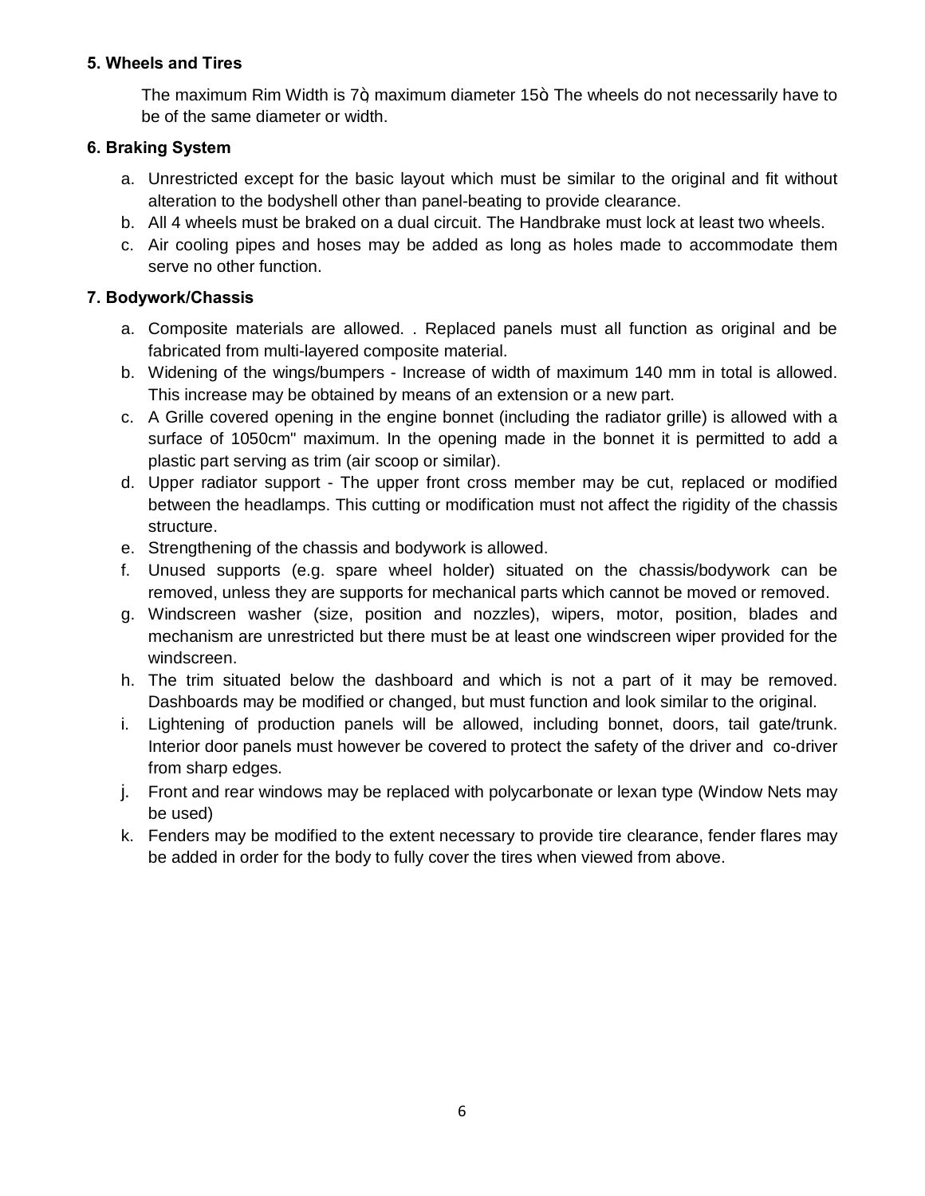**5. Wheels and Tires**

The maximum Rim Width is 7ö, maximum diameter 15ö. The wheels do not necessarily have to be of the same diameter or width.

**6. Braking System**

a. Unrestricted except for the basic layout which must be similar to the original and fit without alteration to the bodyshell other than panel-beating to provide clearance.
b. All 4 wheels must be braked on a dual circuit. The Handbrake must lock at least two wheels.
c. Air cooling pipes and hoses may be added as long as holes made to accommodate them serve no other function.

**7. Bodywork/Chassis**

a. Composite materials are allowed. . Replaced panels must all function as original and be fabricated from multi-layered composite material.
b. Widening of the wings/bumpers - Increase of width of maximum 140 mm in total is allowed. This increase may be obtained by means of an extension or a new part.
c. A Grille covered opening in the engine bonnet (including the radiator grille) is allowed with a surface of 1050cm" maximum. In the opening made in the bonnet it is permitted to add a plastic part serving as trim (air scoop or similar).
d. Upper radiator support - The upper front cross member may be cut, replaced or modified between the headlamps. This cutting or modification must not affect the rigidity of the chassis structure.
e. Strengthening of the chassis and bodywork is allowed.
f. Unused supports (e.g. spare wheel holder) situated on the chassis/bodywork can be removed, unless they are supports for mechanical parts which cannot be moved or removed.
g. Windscreen washer (size, position and nozzles), wipers, motor, position, blades and mechanism are unrestricted but there must be at least one windscreen wiper provided for the windscreen.
h. The trim situated below the dashboard and which is not a part of it may be removed. Dashboards may be modified or changed, but must function and look similar to the original.
i. Lightening of production panels will be allowed, including bonnet, doors, tail gate/trunk. Interior door panels must however be covered to protect the safety of the driver and co-driver from sharp edges.
j. Front and rear windows may be replaced with polycarbonate or lexan type (Window Nets may be used)
k. Fenders may be modified to the extent necessary to provide tire clearance, fender flares may be added in order for the body to fully cover the tires when viewed from above.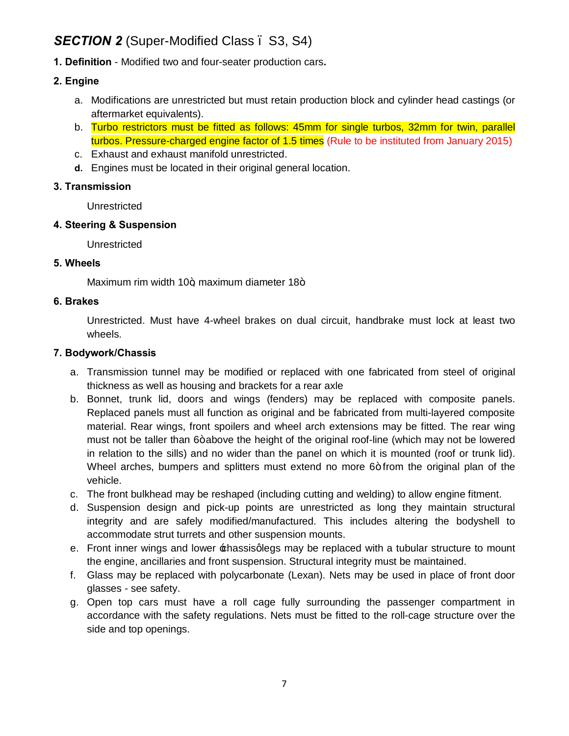## *SECTION 2* (Super-Modified Class – S3, S4)

**1. Definition** - Modified two and four-seater production cars**.**

**2. Engine**

a. Modifications are unrestricted but must retain production block and cylinder head castings (or aftermarket equivalents).

b. Turbo restrictors must be fitted as follows: 45mm for single turbos, 32mm for twin, parallel turbos. Pressure-charged engine factor of 1.5 times (Rule to be instituted from January 2015)

c. Exhaust and exhaust manifold unrestricted.

d. Engines must be located in their original general location.

**3. Transmission**

Unrestricted

**4. Steering & Suspension**

Unrestricted

**5. Wheels**

Maximum rim width 10", maximum diameter 18"

**6. Brakes**

Unrestricted. Must have 4-wheel brakes on dual circuit, handbrake must lock at least two wheels.

**7. Bodywork/Chassis**

a. Transmission tunnel may be modified or replaced with one fabricated from steel of original thickness as well as housing and brackets for a rear axle

b. Bonnet, trunk lid, doors and wings (fenders) may be replaced with composite panels. Replaced panels must all function as original and be fabricated from multi-layered composite material. Rear wings, front spoilers and wheel arch extensions may be fitted. The rear wing must not be taller than 6" above the height of the original roof-line (which may not be lowered in relation to the sills) and no wider than the panel on which it is mounted (roof or trunk lid). Wheel arches, bumpers and splitters must extend no more 6" from the original plan of the vehicle.

c. The front bulkhead may be reshaped (including cutting and welding) to allow engine fitment.

d. Suspension design and pick-up points are unrestricted as long they maintain structural integrity and are safely modified/manufactured. This includes altering the bodyshell to accommodate strut turrets and other suspension mounts.

e. Front inner wings and lower 'chassis' legs may be replaced with a tubular structure to mount the engine, ancillaries and front suspension. Structural integrity must be maintained.

f. Glass may be replaced with polycarbonate (Lexan). Nets may be used in place of front door glasses - see safety.

g. Open top cars must have a roll cage fully surrounding the passenger compartment in accordance with the safety regulations. Nets must be fitted to the roll-cage structure over the side and top openings.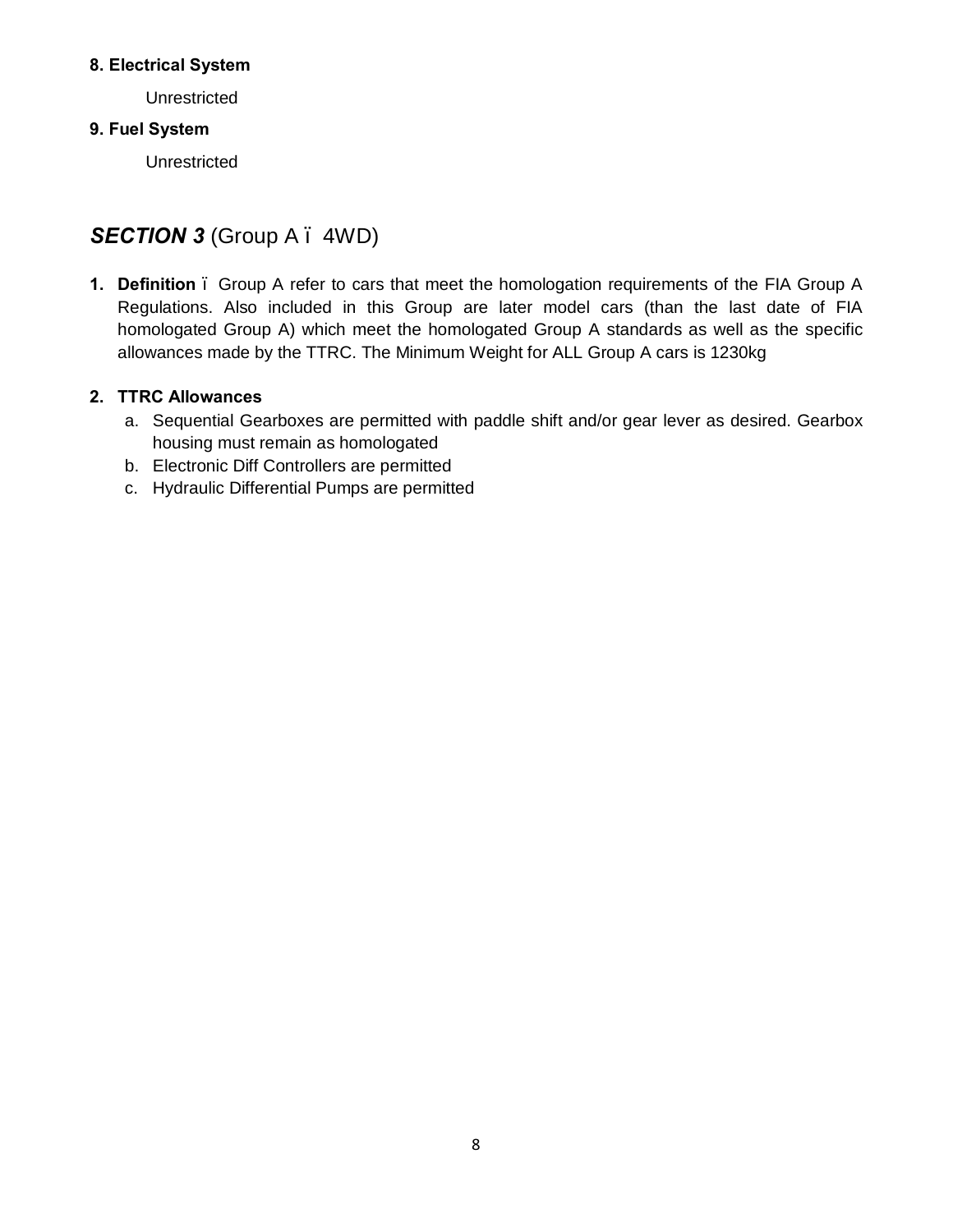**8. Electrical System**

Unrestricted

**9. Fuel System**

Unrestricted

## ***SECTION 3*** (Group A – 4WD)

1. **Definition** – Group A refer to cars that meet the homologation requirements of the FIA Group A Regulations. Also included in this Group are later model cars (than the last date of FIA homologated Group A) which meet the homologated Group A standards as well as the specific allowances made by the TTRC. The Minimum Weight for ALL Group A cars is 1230kg

2. **TTRC Allowances**
   a. Sequential Gearboxes are permitted with paddle shift and/or gear lever as desired. Gearbox housing must remain as homologated
   b. Electronic Diff Controllers are permitted
   c. Hydraulic Differential Pumps are permitted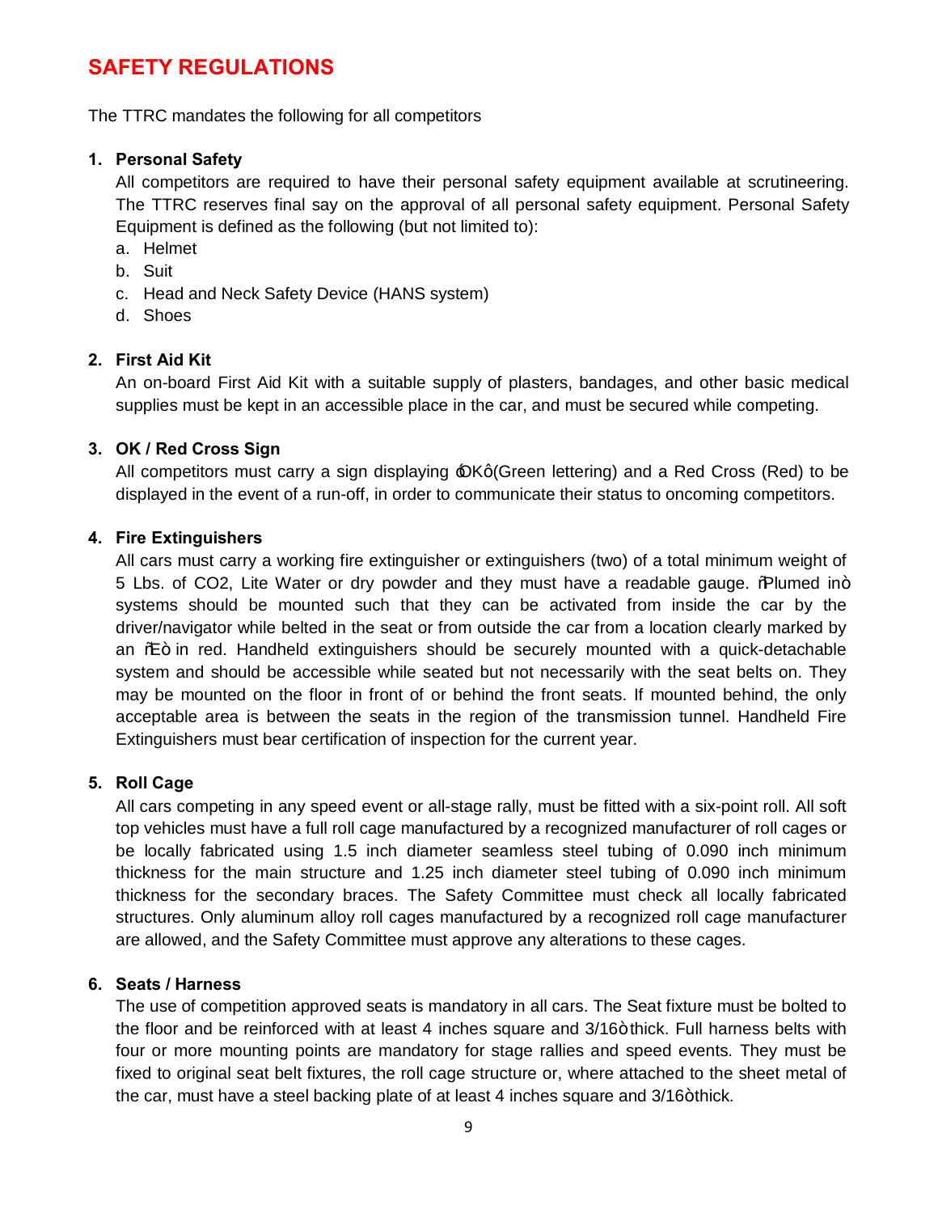## SAFETY REGULATIONS

The TTRC mandates the following for all competitors

1. **Personal Safety**

   All competitors are required to have their personal safety equipment available at scrutineering. The TTRC reserves final say on the approval of all personal safety equipment. Personal Safety Equipment is defined as the following (but not limited to):

   a. Helmet
   b. Suit
   c. Head and Neck Safety Device (HANS system)
   d. Shoes

2. **First Aid Kit**

   An on-board First Aid Kit with a suitable supply of plasters, bandages, and other basic medical supplies must be kept in an accessible place in the car, and must be secured while competing.

3. **OK / Red Cross Sign**

   All competitors must carry a sign displaying ‘OK’ (Green lettering) and a Red Cross (Red) to be displayed in the event of a run-off, in order to communicate their status to oncoming competitors.

4. **Fire Extinguishers**

   All cars must carry a working fire extinguisher or extinguishers (two) of a total minimum weight of 5 Lbs. of $CO_2$, Lite Water or dry powder and they must have a readable gauge. “Plumed in” systems should be mounted such that they can be activated from inside the car by the driver/navigator while belted in the seat or from outside the car from a location clearly marked by an “E” in red. Handheld extinguishers should be securely mounted with a quick-detachable system and should be accessible while seated but not necessarily with the seat belts on. They may be mounted on the floor in front of or behind the front seats. If mounted behind, the only acceptable area is between the seats in the region of the transmission tunnel. Handheld Fire Extinguishers must bear certification of inspection for the current year.

5. **Roll Cage**

   All cars competing in any speed event or all-stage rally, must be fitted with a six-point roll. All soft top vehicles must have a full roll cage manufactured by a recognized manufacturer of roll cages or be locally fabricated using 1.5 inch diameter seamless steel tubing of 0.090 inch minimum thickness for the main structure and 1.25 inch diameter steel tubing of 0.090 inch minimum thickness for the secondary braces. The Safety Committee must check all locally fabricated structures. Only aluminum alloy roll cages manufactured by a recognized roll cage manufacturer are allowed, and the Safety Committee must approve any alterations to these cages.

6. **Seats / Harness**

   The use of competition approved seats is mandatory in all cars. The Seat fixture must be bolted to the floor and be reinforced with at least 4 inches square and 3/16” thick. Full harness belts with four or more mounting points are mandatory for stage rallies and speed events. They must be fixed to original seat belt fixtures, the roll cage structure or, where attached to the sheet metal of the car, must have a steel backing plate of at least 4 inches square and 3/16” thick.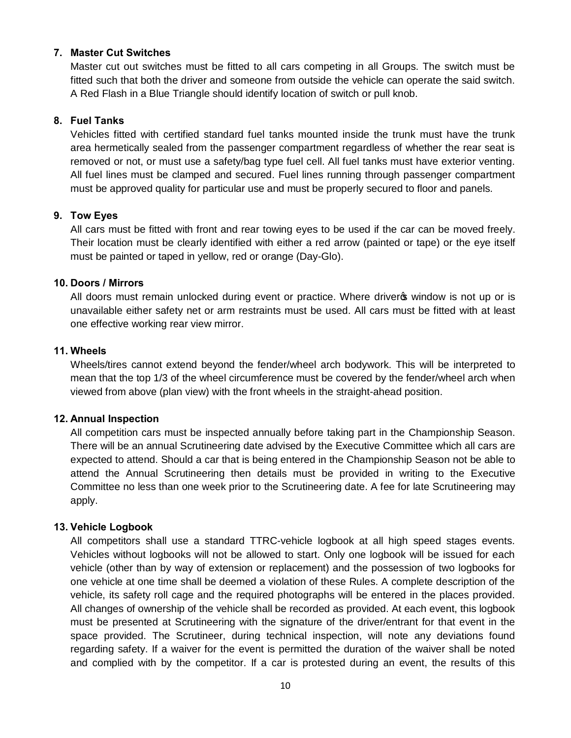**7. Master Cut Switches**

Master cut out switches must be fitted to all cars competing in all Groups. The switch must be fitted such that both the driver and someone from outside the vehicle can operate the said switch. A Red Flash in a Blue Triangle should identify location of switch or pull knob.

**8. Fuel Tanks**

Vehicles fitted with certified standard fuel tanks mounted inside the trunk must have the trunk area hermetically sealed from the passenger compartment regardless of whether the rear seat is removed or not, or must use a safety/bag type fuel cell. All fuel tanks must have exterior venting. All fuel lines must be clamped and secured. Fuel lines running through passenger compartment must be approved quality for particular use and must be properly secured to floor and panels.

**9. Tow Eyes**

All cars must be fitted with front and rear towing eyes to be used if the car can be moved freely. Their location must be clearly identified with either a red arrow (painted or tape) or the eye itself must be painted or taped in yellow, red or orange (Day-Glo).

**10. Doors / Mirrors**

All doors must remain unlocked during event or practice. Where driver's window is not up or is unavailable either safety net or arm restraints must be used. All cars must be fitted with at least one effective working rear view mirror.

**11. Wheels**

Wheels/tires cannot extend beyond the fender/wheel arch bodywork. This will be interpreted to mean that the top 1/3 of the wheel circumference must be covered by the fender/wheel arch when viewed from above (plan view) with the front wheels in the straight-ahead position.

**12. Annual Inspection**

All competition cars must be inspected annually before taking part in the Championship Season. There will be an annual Scrutineering date advised by the Executive Committee which all cars are expected to attend. Should a car that is being entered in the Championship Season not be able to attend the Annual Scrutineering then details must be provided in writing to the Executive Committee no less than one week prior to the Scrutineering date. A fee for late Scrutineering may apply.

**13. Vehicle Logbook**

All competitors shall use a standard TTRC-vehicle logbook at all high speed stages events. Vehicles without logbooks will not be allowed to start. Only one logbook will be issued for each vehicle (other than by way of extension or replacement) and the possession of two logbooks for one vehicle at one time shall be deemed a violation of these Rules. A complete description of the vehicle, its safety roll cage and the required photographs will be entered in the places provided. All changes of ownership of the vehicle shall be recorded as provided. At each event, this logbook must be presented at Scrutineering with the signature of the driver/entrant for that event in the space provided. The Scrutineer, during technical inspection, will note any deviations found regarding safety. If a waiver for the event is permitted the duration of the waiver shall be noted and complied with by the competitor. If a car is protested during an event, the results of this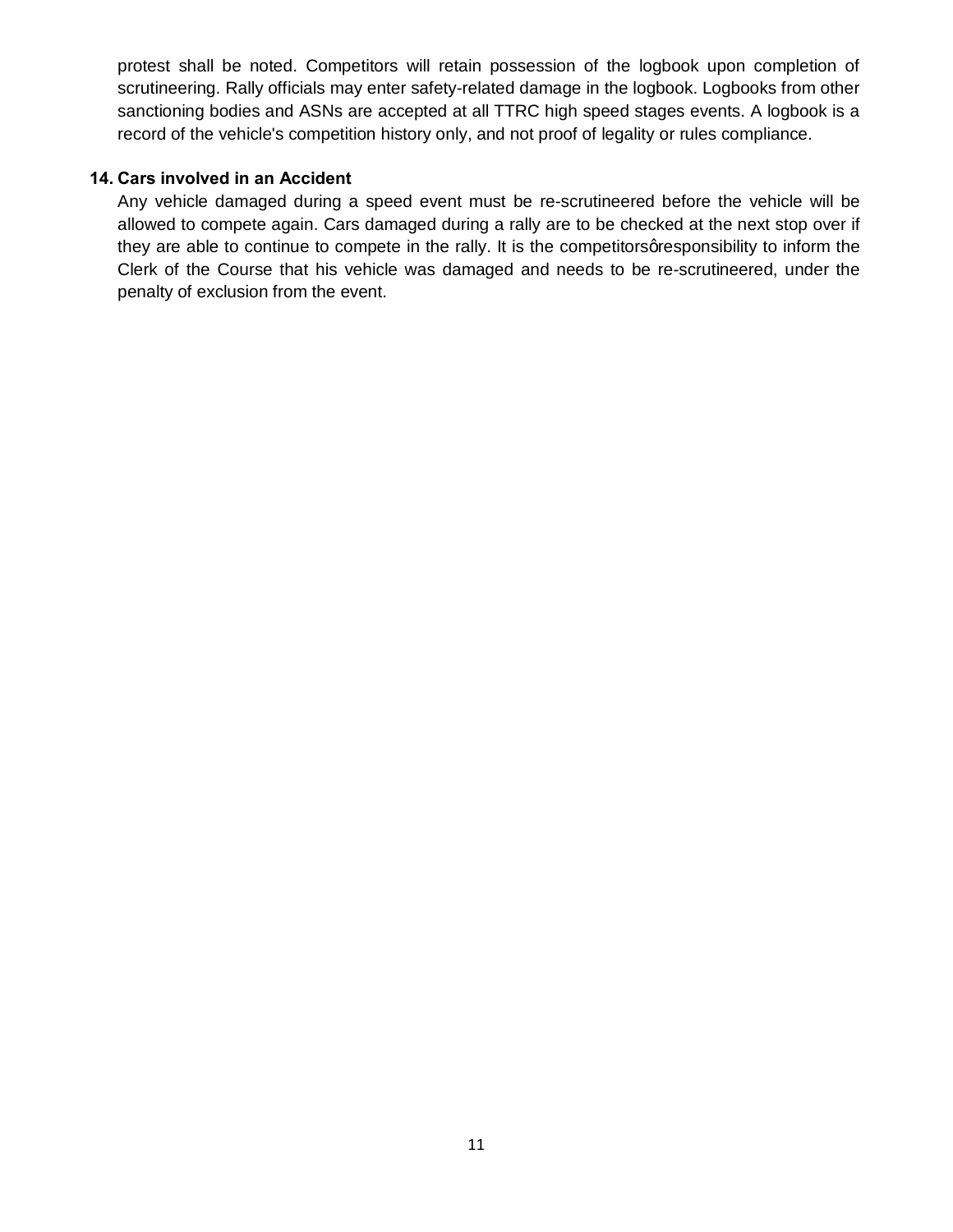protest shall be noted. Competitors will retain possession of the logbook upon completion of scrutineering. Rally officials may enter safety-related damage in the logbook. Logbooks from other sanctioning bodies and ASNs are accepted at all TTRC high speed stages events. A logbook is a record of the vehicle's competition history only, and not proof of legality or rules compliance.

## 14. Cars involved in an Accident

Any vehicle damaged during a speed event must be re-scrutineered before the vehicle will be allowed to compete again. Cars damaged during a rally are to be checked at the next stop over if they are able to continue to compete in the rally. It is the competitorsφresponsibility to inform the Clerk of the Course that his vehicle was damaged and needs to be re-scrutineered, under the penalty of exclusion from the event.